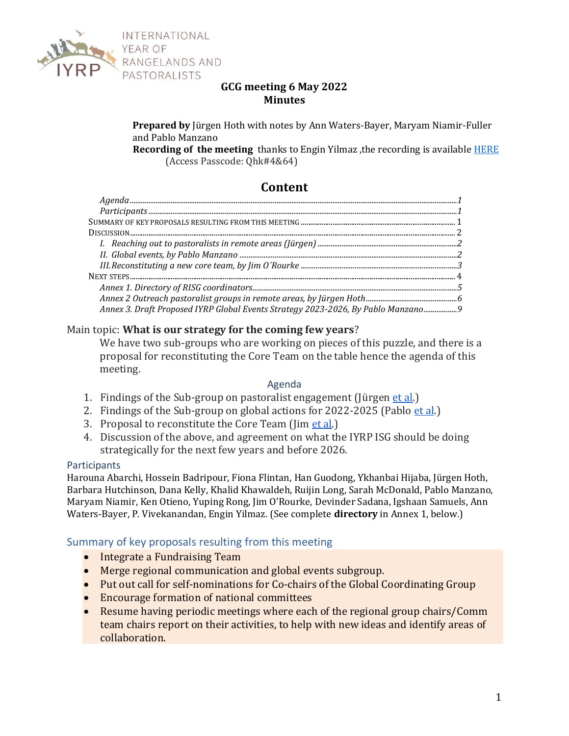INTERNATIONAL YEAR OF RANGELANDS AND PASTORALISTS

# GCG meeting 6 May 2022
## Minutes

**Prepared by** Jürgen Hoth with notes by Ann Waters-Bayer, Maryam Niamir-Fuller and Pablo Manzano

**Recording of the meeting** thanks to Engin Yilmaz ,the recording is available HERE (Access Passcode: Qhk#4&64)

## Content

- *Agenda* ... 1
- *Participants* ... 1
- Summary of key proposals resulting from this meeting ... 1
- Discussion ... 2
  - *I. Reaching out to pastoralists in remote areas (Jürgen)* ... 2
  - *II. Global events, by Pablo Manzano* ... 2
  - *III. Reconstituting a new core team, by Jim O´Rourke* ... 3
- Next steps ... 4
  - *Annex 1. Directory of RISG coordinators* ... 5
  - *Annex 2 Outreach pastoralist groups in remote areas, by Jürgen Hoth* ... 6
  - *Annex 3. Draft Proposed IYRP Global Events Strategy 2023-2026, By Pablo Manzano* ... 9

Main topic: **What is our strategy for the coming few years**?

We have two sub-groups who are working on pieces of this puzzle, and there is a proposal for reconstituting the Core Team on the table hence the agenda of this meeting.

### Agenda

1. Findings of the Sub-group on pastoralist engagement (Jürgen et al.)
2. Findings of the Sub-group on global actions for 2022-2025 (Pablo et al.)
3. Proposal to reconstitute the Core Team (Jim et al.)
4. Discussion of the above, and agreement on what the IYRP ISG should be doing strategically for the next few years and before 2026.

### Participants

Harouna Abarchi, Hossein Badripour, Fiona Flintan, Han Guodong, Ykhanbai Hijaba, Jürgen Hoth, Barbara Hutchinson, Dana Kelly, Khalid Khawaldeh, Ruijin Long, Sarah McDonald, Pablo Manzano, Maryam Niamir, Ken Otieno, Yuping Rong, Jim O'Rourke, Devinder Sadana, Igshaan Samuels, Ann Waters-Bayer, P. Vivekanandan, Engin Yilmaz. (See complete **directory** in Annex 1, below.)

## Summary of key proposals resulting from this meeting

- Integrate a Fundraising Team
- Merge regional communication and global events subgroup.
- Put out call for self-nominations for Co-chairs of the Global Coordinating Group
- Encourage formation of national committees
- Resume having periodic meetings where each of the regional group chairs/Comm team chairs report on their activities, to help with new ideas and identify areas of collaboration.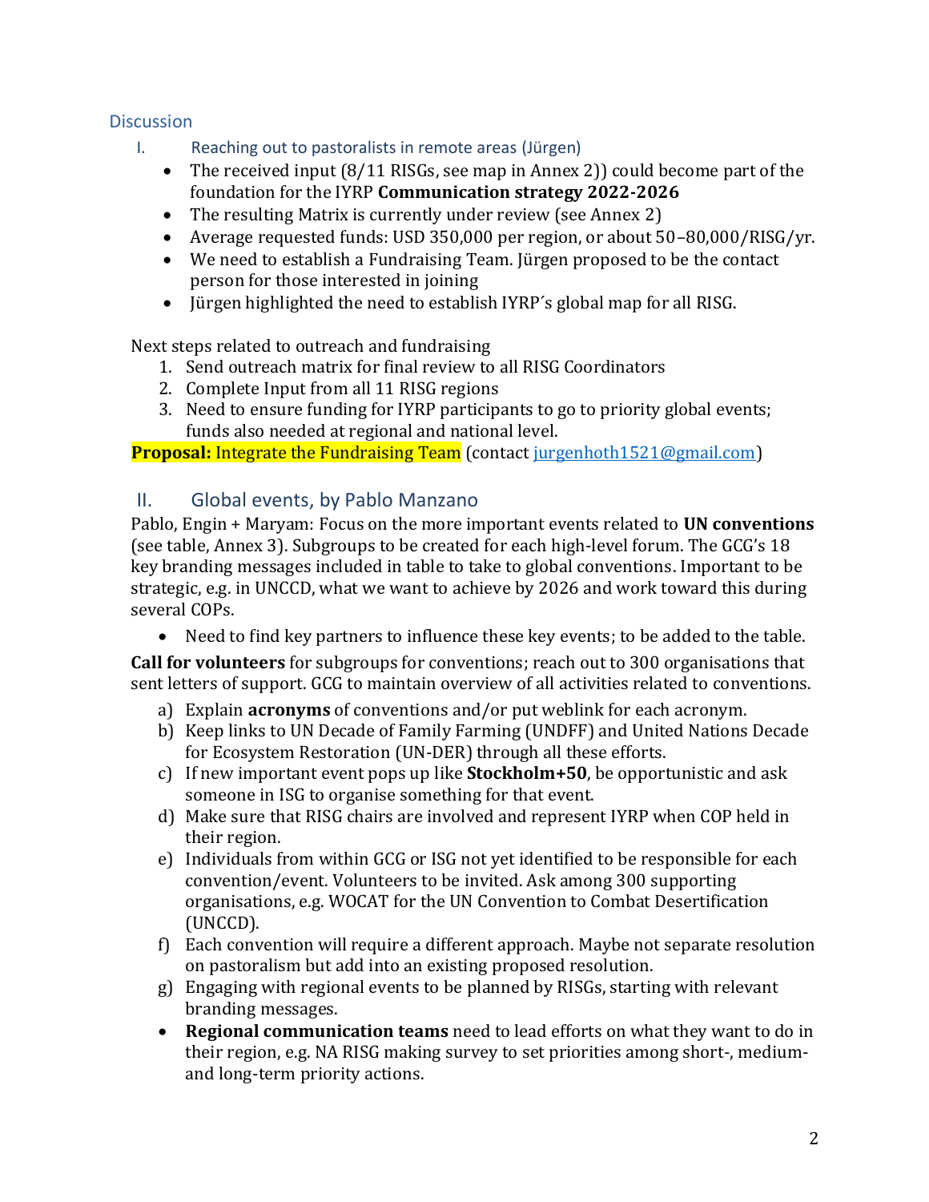## Discussion

### I. Reaching out to pastoralists in remote areas (Jürgen)

- The received input (8/11 RISGs, see map in Annex 2)) could become part of the foundation for the IYRP **Communication strategy 2022-2026**
- The resulting Matrix is currently under review (see Annex 2)
- Average requested funds: USD 350,000 per region, or about 50–80,000/RISG/yr.
- We need to establish a Fundraising Team. Jürgen proposed to be the contact person for those interested in joining
- Jürgen highlighted the need to establish IYRP´s global map for all RISG.

Next steps related to outreach and fundraising

1. Send outreach matrix for final review to all RISG Coordinators
2. Complete Input from all 11 RISG regions
3. Need to ensure funding for IYRP participants to go to priority global events; funds also needed at regional and national level.

**Proposal:** Integrate the Fundraising Team (contact jurgenhoth1521@gmail.com)

## II. Global events, by Pablo Manzano

Pablo, Engin + Maryam: Focus on the more important events related to **UN conventions** (see table, Annex 3). Subgroups to be created for each high-level forum. The GCG's 18 key branding messages included in table to take to global conventions. Important to be strategic, e.g. in UNCCD, what we want to achieve by 2026 and work toward this during several COPs.

- Need to find key partners to influence these key events; to be added to the table.

**Call for volunteers** for subgroups for conventions; reach out to 300 organisations that sent letters of support. GCG to maintain overview of all activities related to conventions.

a) Explain **acronyms** of conventions and/or put weblink for each acronym.
b) Keep links to UN Decade of Family Farming (UNDFF) and United Nations Decade for Ecosystem Restoration (UN-DER) through all these efforts.
c) If new important event pops up like **Stockholm+50**, be opportunistic and ask someone in ISG to organise something for that event.
d) Make sure that RISG chairs are involved and represent IYRP when COP held in their region.
e) Individuals from within GCG or ISG not yet identified to be responsible for each convention/event. Volunteers to be invited. Ask among 300 supporting organisations, e.g. WOCAT for the UN Convention to Combat Desertification (UNCCD).
f) Each convention will require a different approach. Maybe not separate resolution on pastoralism but add into an existing proposed resolution.
g) Engaging with regional events to be planned by RISGs, starting with relevant branding messages.

- **Regional communication teams** need to lead efforts on what they want to do in their region, e.g. NA RISG making survey to set priorities among short-, medium- and long-term priority actions.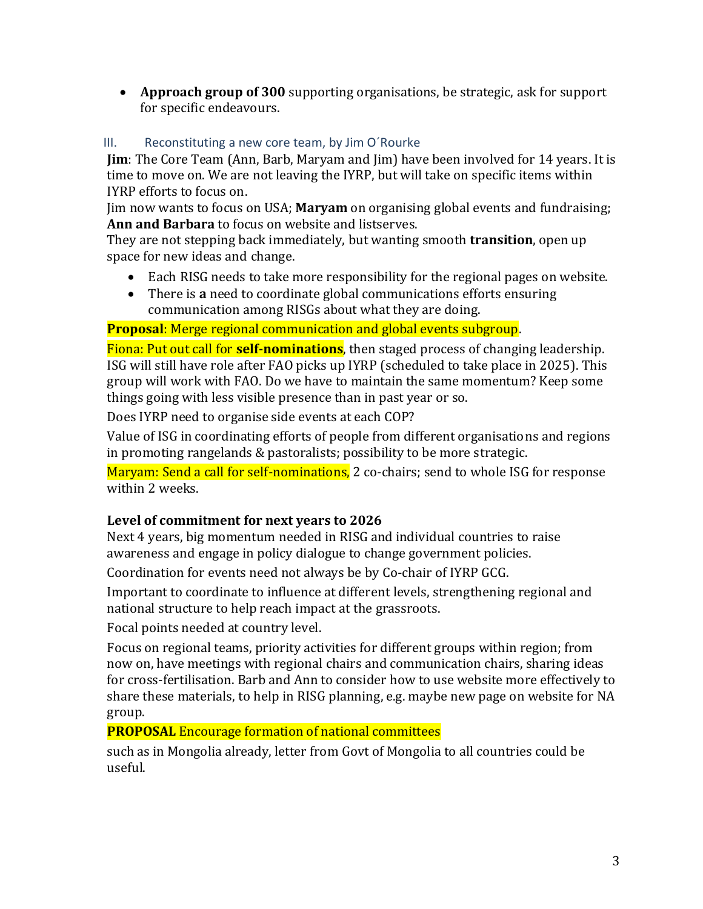- **Approach group of 300** supporting organisations, be strategic, ask for support for specific endeavours.

### III. Reconstituting a new core team, by Jim O´Rourke

**Jim**: The Core Team (Ann, Barb, Maryam and Jim) have been involved for 14 years. It is time to move on. We are not leaving the IYRP, but will take on specific items within IYRP efforts to focus on.

Jim now wants to focus on USA; **Maryam** on organising global events and fundraising; **Ann and Barbara** to focus on website and listserves.

They are not stepping back immediately, but wanting smooth **transition**, open up space for new ideas and change.

- Each RISG needs to take more responsibility for the regional pages on website.
- There is **a** need to coordinate global communications efforts ensuring communication among RISGs about what they are doing.

**Proposal**: Merge regional communication and global events subgroup.

Fiona: Put out call for **self-nominations**, then staged process of changing leadership. ISG will still have role after FAO picks up IYRP (scheduled to take place in 2025). This group will work with FAO. Do we have to maintain the same momentum? Keep some things going with less visible presence than in past year or so.

Does IYRP need to organise side events at each COP?

Value of ISG in coordinating efforts of people from different organisations and regions in promoting rangelands & pastoralists; possibility to be more strategic.

Maryam: Send a call for self-nominations, 2 co-chairs; send to whole ISG for response within 2 weeks.

**Level of commitment for next years to 2026**

Next 4 years, big momentum needed in RISG and individual countries to raise awareness and engage in policy dialogue to change government policies.

Coordination for events need not always be by Co-chair of IYRP GCG.

Important to coordinate to influence at different levels, strengthening regional and national structure to help reach impact at the grassroots.

Focal points needed at country level.

Focus on regional teams, priority activities for different groups within region; from now on, have meetings with regional chairs and communication chairs, sharing ideas for cross-fertilisation. Barb and Ann to consider how to use website more effectively to share these materials, to help in RISG planning, e.g. maybe new page on website for NA group.

**PROPOSAL** Encourage formation of national committees

such as in Mongolia already, letter from Govt of Mongolia to all countries could be useful.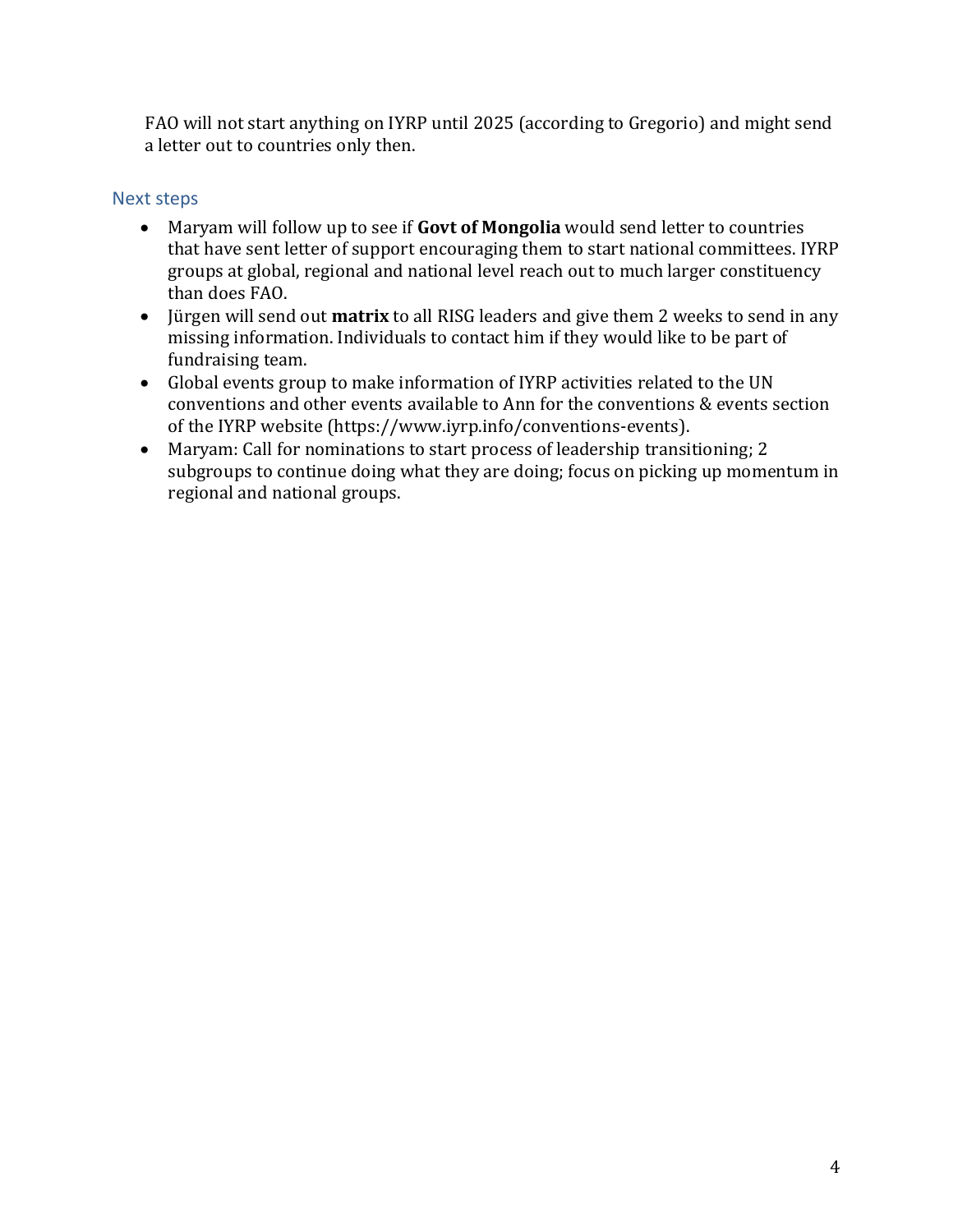FAO will not start anything on IYRP until 2025 (according to Gregorio) and might send a letter out to countries only then.

## Next steps

- Maryam will follow up to see if **Govt of Mongolia** would send letter to countries that have sent letter of support encouraging them to start national committees. IYRP groups at global, regional and national level reach out to much larger constituency than does FAO.
- Jürgen will send out **matrix** to all RISG leaders and give them 2 weeks to send in any missing information. Individuals to contact him if they would like to be part of fundraising team.
- Global events group to make information of IYRP activities related to the UN conventions and other events available to Ann for the conventions & events section of the IYRP website (https://www.iyrp.info/conventions-events).
- Maryam: Call for nominations to start process of leadership transitioning; 2 subgroups to continue doing what they are doing; focus on picking up momentum in regional and national groups.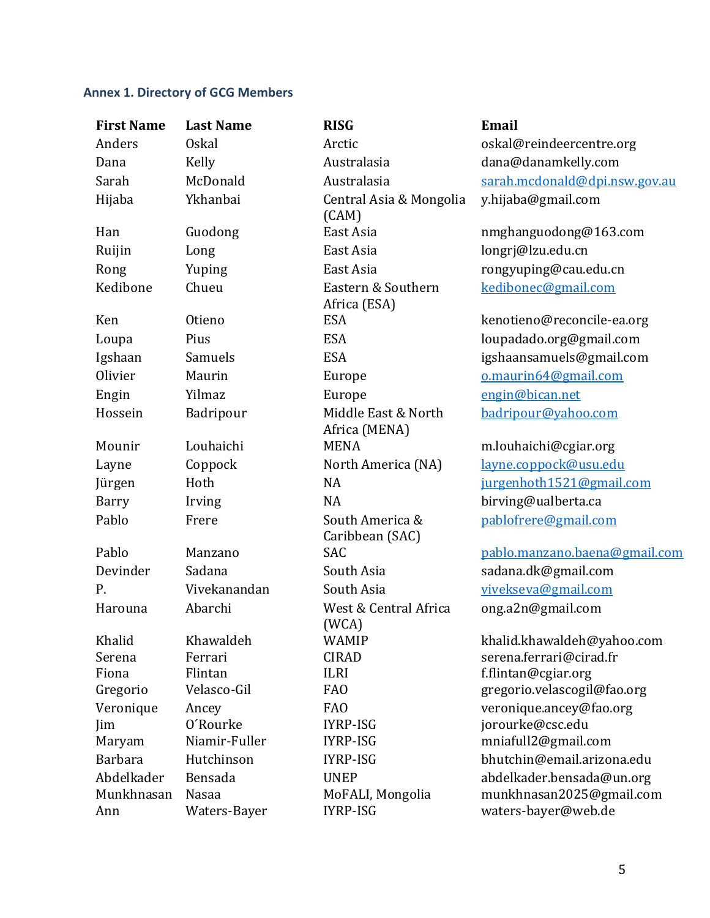### Annex 1. Directory of GCG Members

| First Name | Last Name | RISG | Email |
|---|---|---|---|
| Anders | Oskal | Arctic | oskal@reindeercentre.org |
| Dana | Kelly | Australasia | dana@danamkelly.com |
| Sarah | McDonald | Australasia | sarah.mcdonald@dpi.nsw.gov.au |
| Hijaba | Ykhanbai | Central Asia & Mongolia (CAM) | y.hijaba@gmail.com |
| Han | Guodong | East Asia | nmghanguodong@163.com |
| Ruijin | Long | East Asia | longrj@lzu.edu.cn |
| Rong | Yuping | East Asia | rongyuping@cau.edu.cn |
| Kedibone | Chueu | Eastern & Southern Africa (ESA) | kedibonec@gmail.com |
| Ken | Otieno | ESA | kenotieno@reconcile-ea.org |
| Loupa | Pius | ESA | loupadado.org@gmail.com |
| Igshaan | Samuels | ESA | igshaansamuels@gmail.com |
| Olivier | Maurin | Europe | o.maurin64@gmail.com |
| Engin | Yilmaz | Europe | engin@bican.net |
| Hossein | Badripour | Middle East & North Africa (MENA) | badripour@yahoo.com |
| Mounir | Louhaichi | MENA | m.louhaichi@cgiar.org |
| Layne | Coppock | North America (NA) | layne.coppock@usu.edu |
| Jürgen | Hoth | NA | jurgenhoth1521@gmail.com |
| Barry | Irving | NA | birving@ualberta.ca |
| Pablo | Frere | South America & Caribbean (SAC) | pablofrere@gmail.com |
| Pablo | Manzano | SAC | pablo.manzano.baena@gmail.com |
| Devinder | Sadana | South Asia | sadana.dk@gmail.com |
| P. | Vivekanandan | South Asia | vivekseva@gmail.com |
| Harouna | Abarchi | West & Central Africa (WCA) | ong.a2n@gmail.com |
| Khalid | Khawaldeh | WAMIP | khalid.khawaldeh@yahoo.com |
| Serena | Ferrari | CIRAD | serena.ferrari@cirad.fr |
| Fiona | Flintan | ILRI | f.flintan@cgiar.org |
| Gregorio | Velasco-Gil | FAO | gregorio.velascogil@fao.org |
| Veronique | Ancey | FAO | veronique.ancey@fao.org |
| Jim | O´Rourke | IYRP-ISG | jorourke@csc.edu |
| Maryam | Niamir-Fuller | IYRP-ISG | mniafull2@gmail.com |
| Barbara | Hutchinson | IYRP-ISG | bhutchin@email.arizona.edu |
| Abdelkader | Bensada | UNEP | abdelkader.bensada@un.org |
| Munkhnasan | Nasaa | MoFALI, Mongolia | munkhnasan2025@gmail.com |
| Ann | Waters-Bayer | IYRP-ISG | waters-bayer@web.de |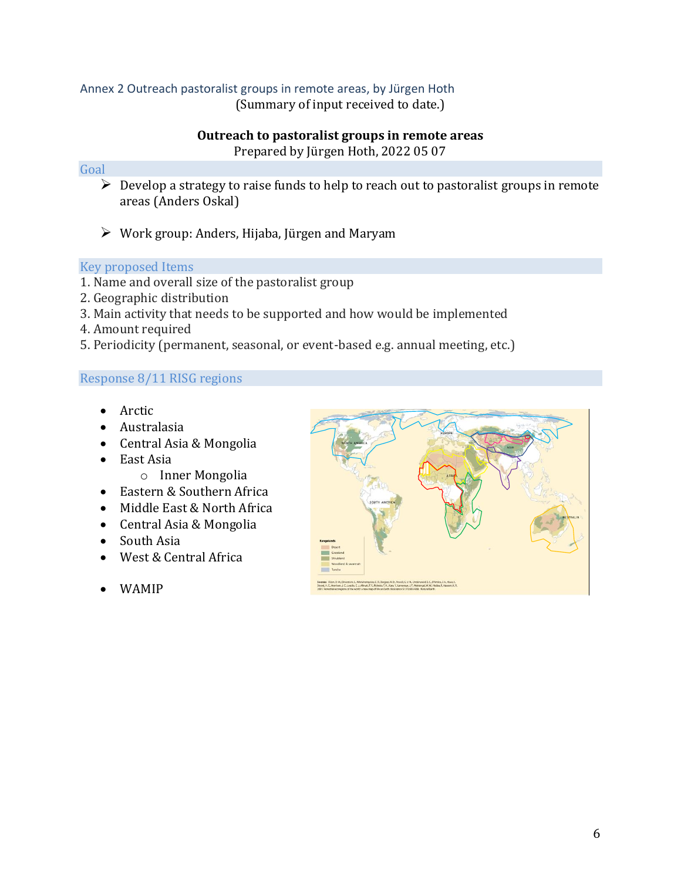Annex 2 Outreach pastoralist groups in remote areas, by Jürgen Hoth

(Summary of input received to date.)

**Outreach to pastoralist groups in remote areas**

Prepared by Jürgen Hoth, 2022 05 07

## Goal

- Develop a strategy to raise funds to help to reach out to pastoralist groups in remote areas (Anders Oskal)
- Work group: Anders, Hijaba, Jürgen and Maryam

## Key proposed Items

1. Name and overall size of the pastoralist group
2. Geographic distribution
3. Main activity that needs to be supported and how would be implemented
4. Amount required
5. Periodicity (permanent, seasonal, or event-based e.g. annual meeting, etc.)

## Response 8/11 RISG regions

- Arctic
- Australasia
- Central Asia & Mongolia
- East Asia
  - Inner Mongolia
- Eastern & Southern Africa
- Middle East & North Africa
- Central Asia & Mongolia
- South Asia
- West & Central Africa

- WAMIP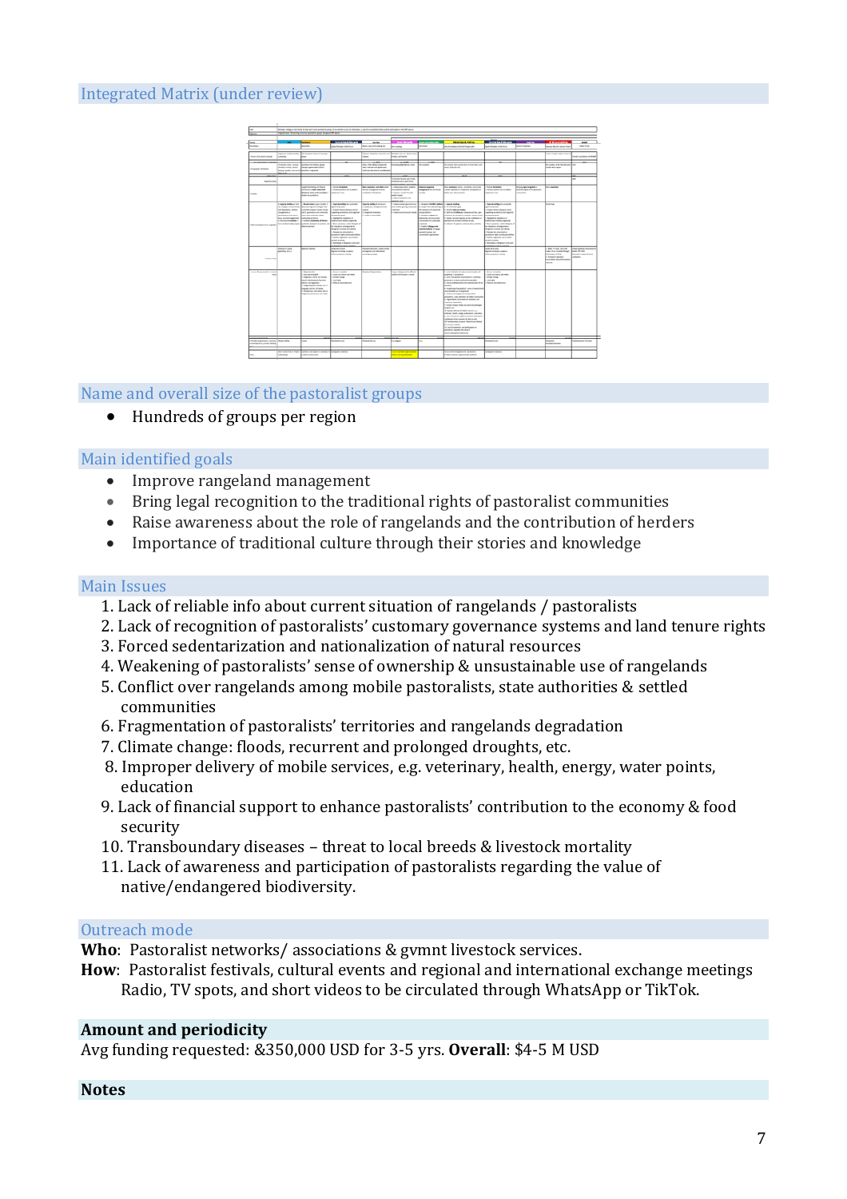## Integrated Matrix (under review)

## Name and overall size of the pastoralist groups

- Hundreds of groups per region

## Main identified goals

- Improve rangeland management
- Bring legal recognition to the traditional rights of pastoralist communities
- Raise awareness about the role of rangelands and the contribution of herders
- Importance of traditional culture through their stories and knowledge

## Main Issues

1. Lack of reliable info about current situation of rangelands / pastoralists
2. Lack of recognition of pastoralists' customary governance systems and land tenure rights
3. Forced sedentarization and nationalization of natural resources
4. Weakening of pastoralists' sense of ownership & unsustainable use of rangelands
5. Conflict over rangelands among mobile pastoralists, state authorities & settled communities
6. Fragmentation of pastoralists' territories and rangelands degradation
7. Climate change: floods, recurrent and prolonged droughts, etc.
8. Improper delivery of mobile services, e.g. veterinary, health, energy, water points, education
9. Lack of financial support to enhance pastoralists' contribution to the economy & food security
10. Transboundary diseases – threat to local breeds & livestock mortality
11. Lack of awareness and participation of pastoralists regarding the value of native/endangered biodiversity.

## Outreach mode

**Who**: Pastoralist networks/ associations & gvmnt livestock services.

**How**: Pastoralist festivals, cultural events and regional and international exchange meetings Radio, TV spots, and short videos to be circulated through WhatsApp or TikTok.

## Amount and periodicity

Avg funding requested: &350,000 USD for 3-5 yrs. **Overall**: $4-5 M USD

## Notes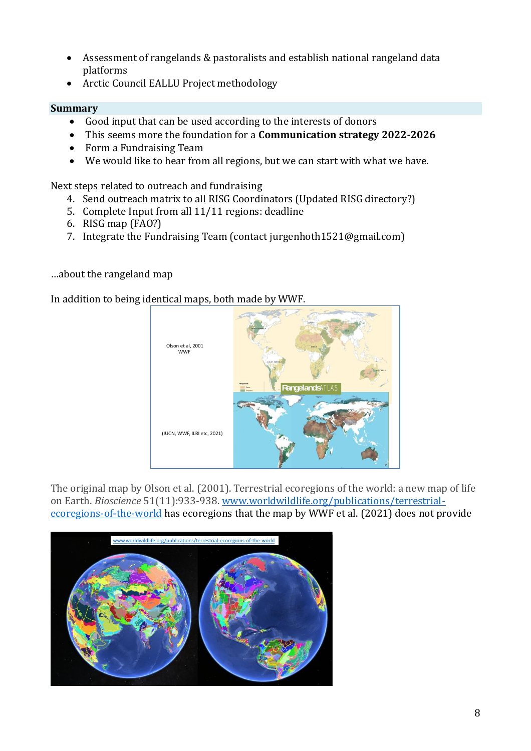- Assessment of rangelands & pastoralists and establish national rangeland data platforms
- Arctic Council EALLU Project methodology

## Summary

- Good input that can be used according to the interests of donors
- This seems more the foundation for a **Communication strategy 2022-2026**
- Form a Fundraising Team
- We would like to hear from all regions, but we can start with what we have.

Next steps related to outreach and fundraising

4. Send outreach matrix to all RISG Coordinators (Updated RISG directory?)
5. Complete Input from all 11/11 regions: deadline
6. RISG map (FAO?)
7. Integrate the Fundraising Team (contact jurgenhoth1521@gmail.com)

…about the rangeland map

In addition to being identical maps, both made by WWF.

Olson et al, 2001
WWF

(IUCN, WWF, ILRI etc, 2021)

The original map by Olson et al. (2001). Terrestrial ecoregions of the world: a new map of life on Earth. *Bioscience* 51(11):933-938. www.worldwildlife.org/publications/terrestrial-ecoregions-of-the-world has ecoregions that the map by WWF et al. (2021) does not provide

www.worldwildlife.org/publications/terrestrial-ecoregions-of-the-world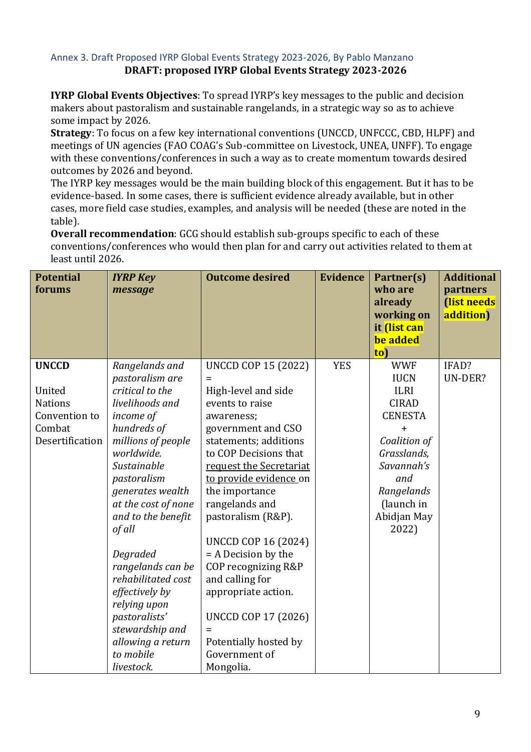Annex 3. Draft Proposed IYRP Global Events Strategy 2023-2026, By Pablo Manzano

**DRAFT: proposed IYRP Global Events Strategy 2023-2026**

**IYRP Global Events Objectives**: To spread IYRP's key messages to the public and decision makers about pastoralism and sustainable rangelands, in a strategic way so as to achieve some impact by 2026.

**Strategy**: To focus on a few key international conventions (UNCCD, UNFCCC, CBD, HLPF) and meetings of UN agencies (FAO COAG's Sub-committee on Livestock, UNEA, UNFF). To engage with these conventions/conferences in such a way as to create momentum towards desired outcomes by 2026 and beyond.

The IYRP key messages would be the main building block of this engagement. But it has to be evidence-based. In some cases, there is sufficient evidence already available, but in other cases, more field case studies, examples, and analysis will be needed (these are noted in the table).

**Overall recommendation**: GCG should establish sub-groups specific to each of these conventions/conferences who would then plan for and carry out activities related to them at least until 2026.

| **Potential forums** | ***IYRP Key message*** | **Outcome desired** | **Evidence** | **Partner(s) who are already working on it (list can be added to)** | **Additional partners (list needs addition)** |
|---|---|---|---|---|---|
| **UNCCD**<br><br>United Nations Convention to Combat Desertification | *Rangelands and pastoralism are critical to the livelihoods and income of hundreds of millions of people worldwide. Sustainable pastoralism generates wealth at the cost of none and to the benefit of all*<br><br>*Degraded rangelands can be rehabilitated cost effectively by relying upon pastoralists' stewardship and allowing a return to mobile livestock.* | UNCCD COP 15 (2022) = High-level and side events to raise awareness; government and CSO statements; additions to COP Decisions that request the Secretariat to provide evidence on the importance rangelands and pastoralism (R&P).<br><br>UNCCD COP 16 (2024) = A Decision by the COP recognizing R&P and calling for appropriate action.<br><br>UNCCD COP 17 (2026) = Potentially hosted by Government of Mongolia. | YES | WWF<br>IUCN<br>ILRI<br>CIRAD<br>CENESTA<br>+<br>*Coalition of Grasslands, Savannah's and Rangelands* (launch in Abidjan May 2022) | IFAD?<br>UN-DER? |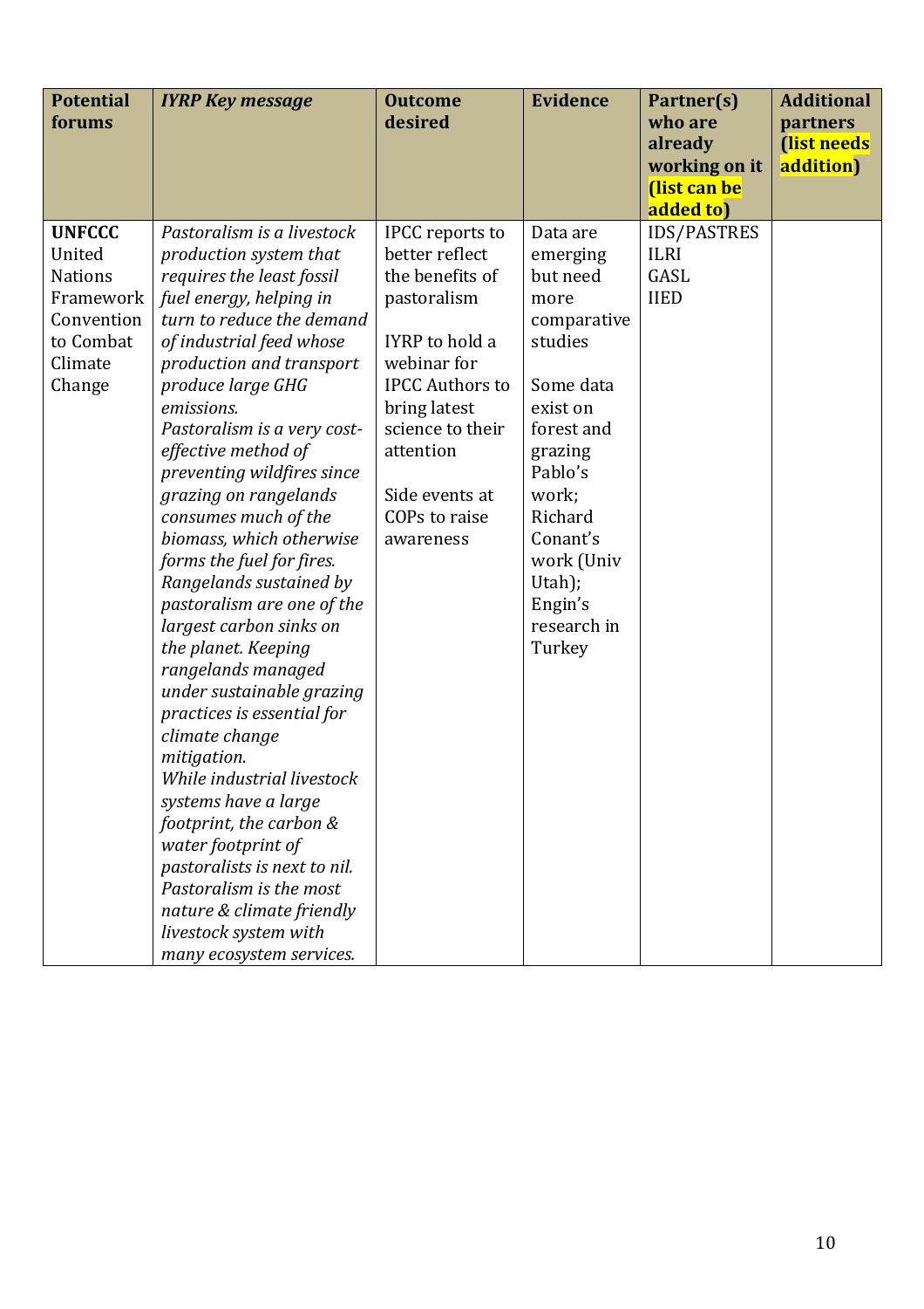| **Potential forums** | ***IYRP Key message*** | **Outcome desired** | **Evidence** | **Partner(s) who are already working on it (list can be added to)** | **Additional partners (list needs addition)** |
|---|---|---|---|---|---|
| **UNFCCC** United Nations Framework Convention to Combat Climate Change | *Pastoralism is a livestock production system that requires the least fossil fuel energy, helping in turn to reduce the demand of industrial feed whose production and transport produce large GHG emissions.* *Pastoralism is a very cost-effective method of preventing wildfires since grazing on rangelands consumes much of the biomass, which otherwise forms the fuel for fires.* *Rangelands sustained by pastoralism are one of the largest carbon sinks on the planet. Keeping rangelands managed under sustainable grazing practices is essential for climate change mitigation.* *While industrial livestock systems have a large footprint, the carbon & water footprint of pastoralists is next to nil.* *Pastoralism is the most nature & climate friendly livestock system with many ecosystem services.* | IPCC reports to better reflect the benefits of pastoralism<br><br>IYRP to hold a webinar for IPCC Authors to bring latest science to their attention<br><br>Side events at COPs to raise awareness | Data are emerging but need more comparative studies<br><br>Some data exist on forest and grazing Pablo's work; Richard Conant's work (Univ Utah); Engin's research in Turkey | IDS/PASTRES<br>ILRI<br>GASL<br>IIED | |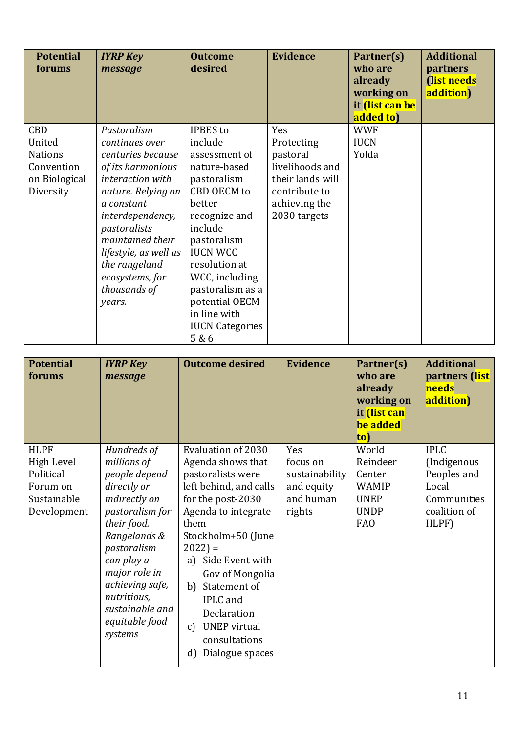| Potential forums | *IYRP Key message* | Outcome desired | Evidence | Partner(s) who are already working on it (list can be added to) | Additional partners (list needs addition) |
|---|---|---|---|---|---|
| CBD United Nations Convention on Biological Diversity | *Pastoralism continues over centuries because of its harmonious interaction with nature. Relying on a constant interdependency, pastoralists maintained their lifestyle, as well as the rangeland ecosystems, for thousands of years.* | IPBES to include assessment of nature-based pastoralism<br>CBD OECM to better recognize and include pastoralism<br>IUCN WCC resolution at WCC, including pastoralism as a potential OECM in line with IUCN Categories 5 & 6 | Yes<br>Protecting pastoral livelihoods and their lands will contribute to achieving the 2030 targets | WWF<br>IUCN<br>Yolda | |

| Potential forums | *IYRP Key message* | Outcome desired | Evidence | Partner(s) who are already working on it (list can be added to) | Additional partners (list needs addition) |
|---|---|---|---|---|---|
| HLPF High Level Political Forum on Sustainable Development | *Hundreds of millions of people depend directly or indirectly on pastoralism for their food. Rangelands & pastoralism can play a major role in achieving safe, nutritious, sustainable and equitable food systems* | Evaluation of 2030 Agenda shows that pastoralists were left behind, and calls for the post-2030 Agenda to integrate them<br>Stockholm+50 (June 2022) =<br>a) Side Event with Gov of Mongolia<br>b) Statement of IPLC and Declaration<br>c) UNEP virtual consultations<br>d) Dialogue spaces | Yes<br>focus on sustainability and equity and human rights | World Reindeer Center<br>WAMIP<br>UNEP<br>UNDP<br>FAO | IPLC (Indigenous Peoples and Local Communities coalition of HLPF) |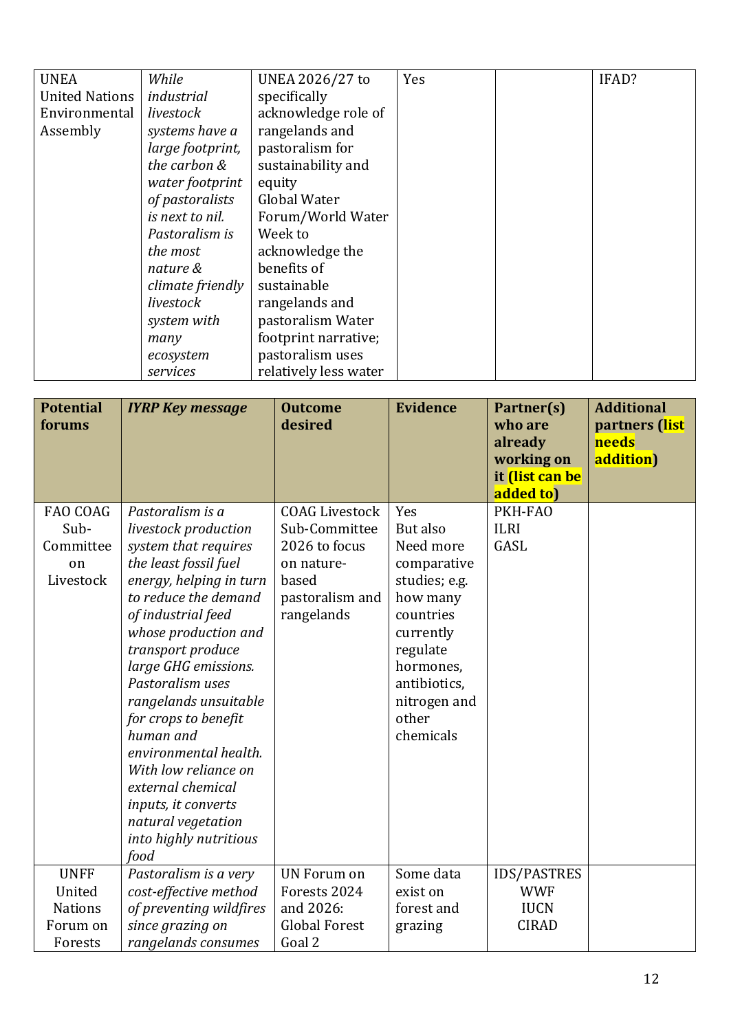| UNEA United Nations Environmental Assembly | *While industrial livestock systems have a large footprint, the carbon & water footprint of pastoralists is next to nil. Pastoralism is the most nature & climate friendly livestock system with many ecosystem services* | UNEA 2026/27 to specifically acknowledge role of rangelands and pastoralism for sustainability and equity Global Water Forum/World Water Week to acknowledge the benefits of sustainable rangelands and pastoralism Water footprint narrative; pastoralism uses relatively less water | Yes | | IFAD? |
|---|---|---|---|---|---|

| **Potential forums** | ***IYRP Key message*** | **Outcome desired** | **Evidence** | **Partner(s) who are already working on it (list can be added to)** | **Additional partners (list needs addition)** |
|---|---|---|---|---|---|
| FAO COAG Sub-Committee on Livestock | *Pastoralism is a livestock production system that requires the least fossil fuel energy, helping in turn to reduce the demand of industrial feed whose production and transport produce large GHG emissions. Pastoralism uses rangelands unsuitable for crops to benefit human and environmental health. With low reliance on external chemical inputs, it converts natural vegetation into highly nutritious food* | COAG Livestock Sub-Committee 2026 to focus on nature-based pastoralism and rangelands | Yes But also Need more comparative studies; e.g. how many countries currently regulate hormones, antibiotics, nitrogen and other chemicals | PKH-FAO ILRI GASL | |
| UNFF United Nations Forum on Forests | *Pastoralism is a very cost-effective method of preventing wildfires since grazing on rangelands consumes* | UN Forum on Forests 2024 and 2026: Global Forest Goal 2 | Some data exist on forest and grazing | IDS/PASTRES WWF IUCN CIRAD | |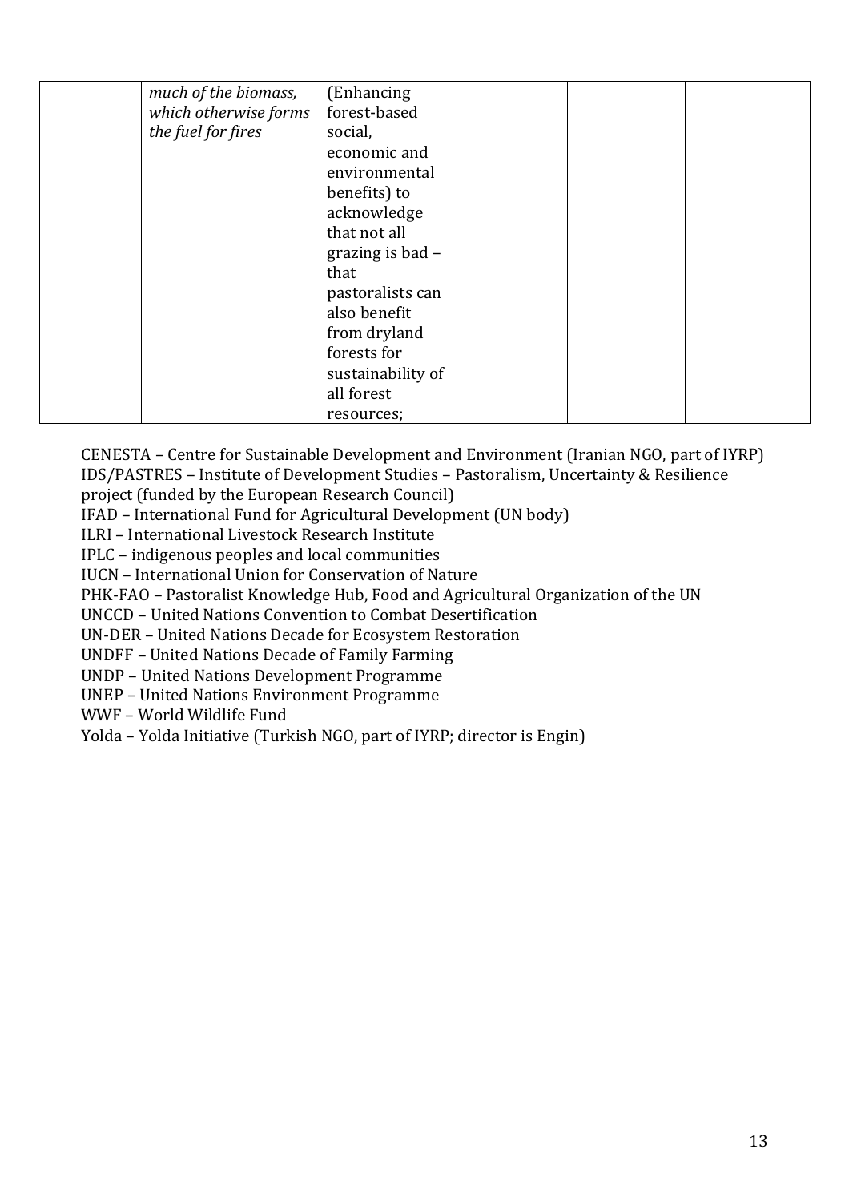| | | | | | |
|---|---|---|---|---|---|
| | *much of the biomass, which otherwise forms the fuel for fires* | (Enhancing forest-based social, economic and environmental benefits) to acknowledge that not all grazing is bad – that pastoralists can also benefit from dryland forests for sustainability of all forest resources; | | | |

CENESTA – Centre for Sustainable Development and Environment (Iranian NGO, part of IYRP)
IDS/PASTRES – Institute of Development Studies – Pastoralism, Uncertainty & Resilience project (funded by the European Research Council)
IFAD – International Fund for Agricultural Development (UN body)
ILRI – International Livestock Research Institute
IPLC – indigenous peoples and local communities
IUCN – International Union for Conservation of Nature
PHK-FAO – Pastoralist Knowledge Hub, Food and Agricultural Organization of the UN
UNCCD – United Nations Convention to Combat Desertification
UN-DER – United Nations Decade for Ecosystem Restoration
UNDFF – United Nations Decade of Family Farming
UNDP – United Nations Development Programme
UNEP – United Nations Environment Programme
WWF – World Wildlife Fund
Yolda – Yolda Initiative (Turkish NGO, part of IYRP; director is Engin)